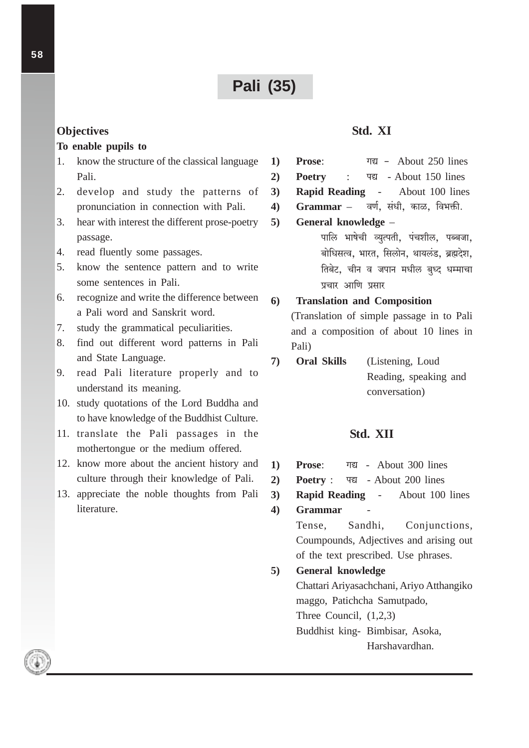# Pali (35)

## Objectives

**To enable pupils to**

1. know the structure of the classical language Pali.
2. develop and study the patterns of pronunciation in connection with Pali.
3. hear with interest the different prose-poetry passage.
4. read fluently some passages.
5. know the sentence pattern and to write some sentences in Pali.
6. recognize and write the difference between a Pali word and Sanskrit word.
7. study the grammatical peculiarities.
8. find out different word patterns in Pali and State Language.
9. read Pali literature properly and to understand its meaning.
10. study quotations of the Lord Buddha and to have knowledge of the Buddhist Culture.
11. translate the Pali passages in the mothertongue or the medium offered.
12. know more about the ancient history and culture through their knowledge of Pali.
13. appreciate the noble thoughts from Pali literature.

## Std. XI

1) **Prose**: गद्य – About 250 lines
2) **Poetry** : पद्य - About 150 lines
3) **Rapid Reading** - About 100 lines
4) **Grammar** – वर्ण, संधी, काळ, विभक्ती.
5) **General knowledge** –

   पालि भाषेची व्युत्पती, पंचशील, पब्बजा, बोधिसत्व, भारत, सिलोन, थायलंड, ब्रह्मदेश, तिबेट, चीन व जपान मधील बुध्द धम्माचा प्रचार आणि प्रसार

6) **Translation and Composition**

   (Translation of simple passage in to Pali and a composition of about 10 lines in Pali)

7) **Oral Skills** (Listening, Loud Reading, speaking and conversation)

## Std. XII

1) **Prose**: गद्य - About 300 lines
2) **Poetry** : पद्य - About 200 lines
3) **Rapid Reading** - About 100 lines
4) **Grammar** -

   Tense, Sandhi, Conjunctions, Coumpounds, Adjectives and arising out of the text prescribed. Use phrases.

5) **General knowledge**

   Chattari Ariyasachchani, Ariyo Atthangiko maggo, Patichcha Samutpado,

   Three Council, (1,2,3)

   Buddhist king- Bimbisar, Asoka, Harshavardhan.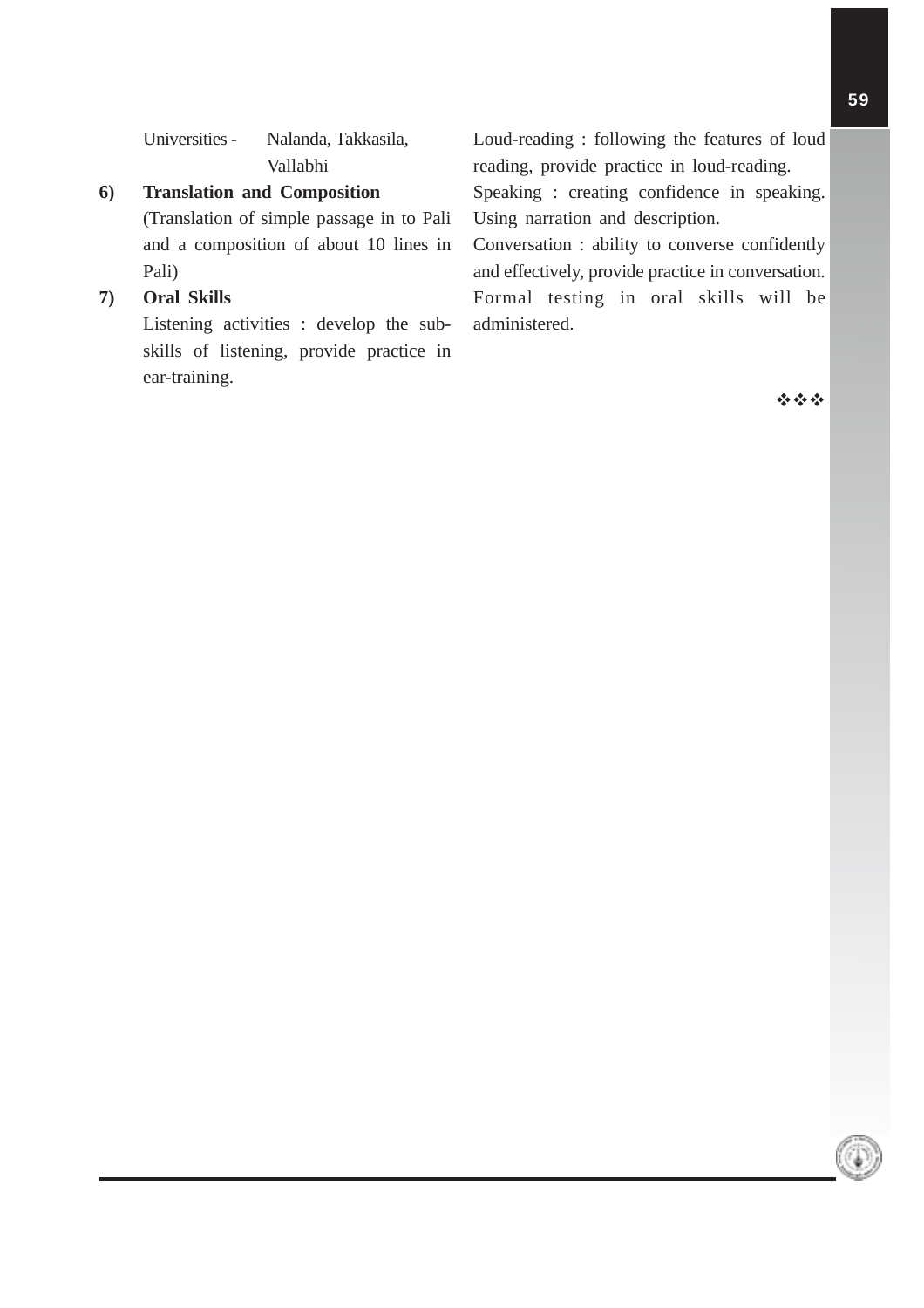Universities - Nalanda, Takkasila, Vallabhi

**6) Translation and Composition**

(Translation of simple passage in to Pali and a composition of about 10 lines in Pali)

**7) Oral Skills**

Listening activities : develop the sub-skills of listening, provide practice in ear-training.

Loud-reading : following the features of loud reading, provide practice in loud-reading.

Speaking : creating confidence in speaking. Using narration and description.

Conversation : ability to converse confidently and effectively, provide practice in conversation.

Formal testing in oral skills will be administered.

❖❖❖